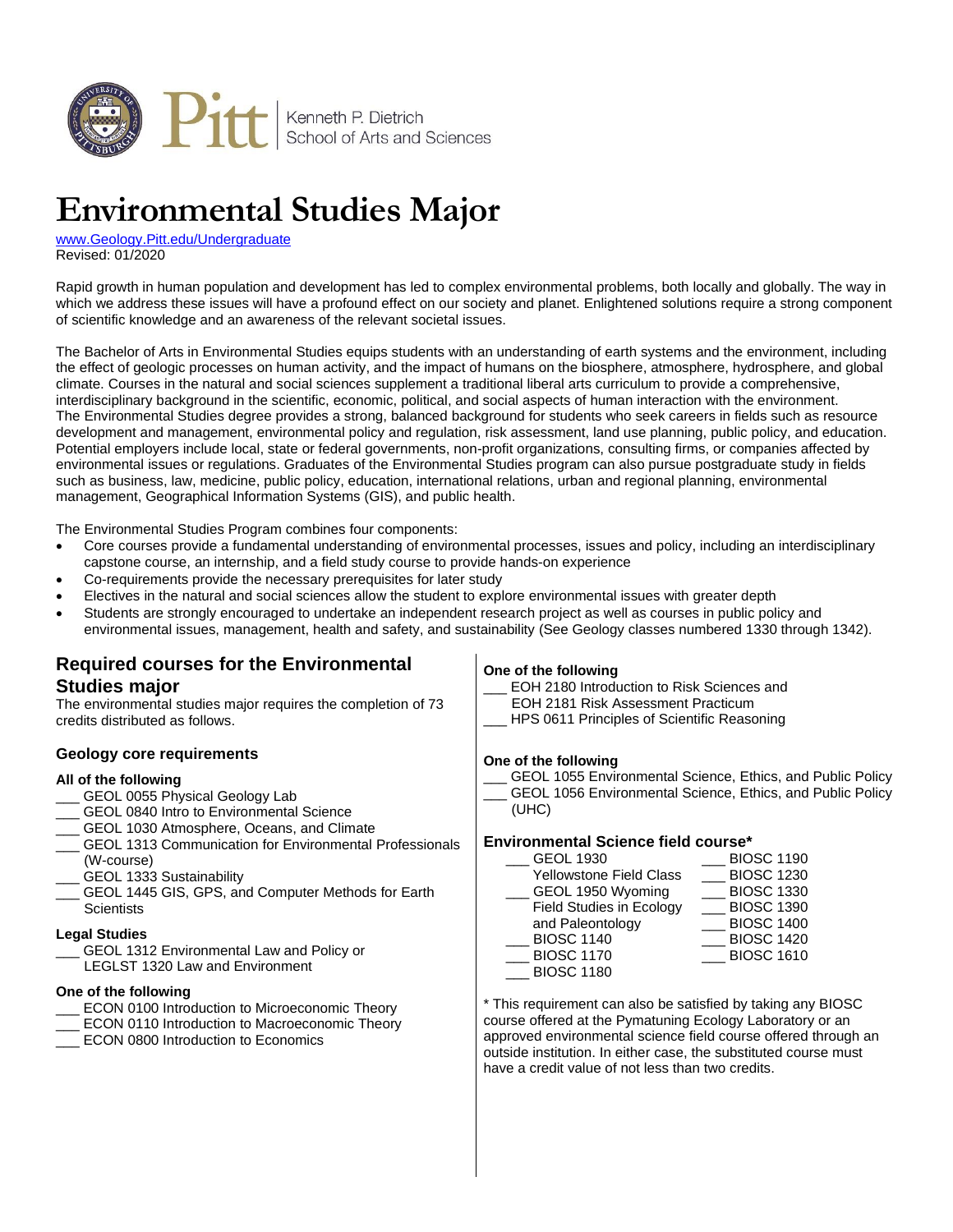# Environmental Studies Major

www.Geology.Pitt.edu/Undergraduate
Revised: 01/2020

Rapid growth in human population and development has led to complex environmental problems, both locally and globally. The way in which we address these issues will have a profound effect on our society and planet. Enlightened solutions require a strong component of scientific knowledge and an awareness of the relevant societal issues.

The Bachelor of Arts in Environmental Studies equips students with an understanding of earth systems and the environment, including the effect of geologic processes on human activity, and the impact of humans on the biosphere, atmosphere, hydrosphere, and global climate. Courses in the natural and social sciences supplement a traditional liberal arts curriculum to provide a comprehensive, interdisciplinary background in the scientific, economic, political, and social aspects of human interaction with the environment. The Environmental Studies degree provides a strong, balanced background for students who seek careers in fields such as resource development and management, environmental policy and regulation, risk assessment, land use planning, public policy, and education. Potential employers include local, state or federal governments, non-profit organizations, consulting firms, or companies affected by environmental issues or regulations. Graduates of the Environmental Studies program can also pursue postgraduate study in fields such as business, law, medicine, public policy, education, international relations, urban and regional planning, environmental management, Geographical Information Systems (GIS), and public health.

The Environmental Studies Program combines four components:

- Core courses provide a fundamental understanding of environmental processes, issues and policy, including an interdisciplinary capstone course, an internship, and a field study course to provide hands-on experience
- Co-requirements provide the necessary prerequisites for later study
- Electives in the natural and social sciences allow the student to explore environmental issues with greater depth
- Students are strongly encouraged to undertake an independent research project as well as courses in public policy and environmental issues, management, health and safety, and sustainability (See Geology classes numbered 1330 through 1342).

## Required courses for the Environmental Studies major

The environmental studies major requires the completion of 73 credits distributed as follows.

### Geology core requirements

**All of the following**

___ GEOL 0055 Physical Geology Lab
___ GEOL 0840 Intro to Environmental Science
___ GEOL 1030 Atmosphere, Oceans, and Climate
___ GEOL 1313 Communication for Environmental Professionals (W-course)
___ GEOL 1333 Sustainability
___ GEOL 1445 GIS, GPS, and Computer Methods for Earth Scientists

**Legal Studies**

___ GEOL 1312 Environmental Law and Policy or LEGLST 1320 Law and Environment

**One of the following**

___ ECON 0100 Introduction to Microeconomic Theory
___ ECON 0110 Introduction to Macroeconomic Theory
___ ECON 0800 Introduction to Economics

**One of the following**

___ EOH 2180 Introduction to Risk Sciences and EOH 2181 Risk Assessment Practicum
___ HPS 0611 Principles of Scientific Reasoning

**One of the following**

___ GEOL 1055 Environmental Science, Ethics, and Public Policy
___ GEOL 1056 Environmental Science, Ethics, and Public Policy (UHC)

**Environmental Science field course***

___ GEOL 1930 Yellowstone Field Class
___ GEOL 1950 Wyoming Field Studies in Ecology and Paleontology
___ BIOSC 1140
___ BIOSC 1170
___ BIOSC 1180
___ BIOSC 1190
___ BIOSC 1230
___ BIOSC 1330
___ BIOSC 1390
___ BIOSC 1400
___ BIOSC 1420
___ BIOSC 1610

* This requirement can also be satisfied by taking any BIOSC course offered at the Pymatuning Ecology Laboratory or an approved environmental science field course offered through an outside institution. In either case, the substituted course must have a credit value of not less than two credits.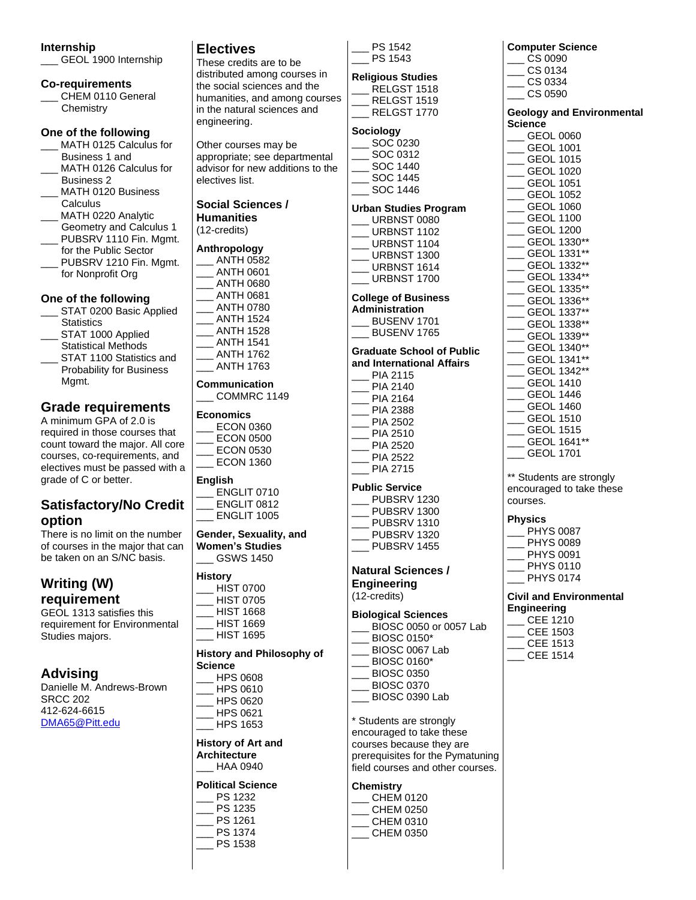### Internship

___ GEOL 1900 Internship

### Co-requirements

___ CHEM 0110 General Chemistry

### One of the following

___ MATH 0125 Calculus for Business 1 and
___ MATH 0126 Calculus for Business 2
___ MATH 0120 Business Calculus
___ MATH 0220 Analytic Geometry and Calculus 1
___ PUBSRV 1110 Fin. Mgmt. for the Public Sector
___ PUBSRV 1210 Fin. Mgmt. for Nonprofit Org

### One of the following

___ STAT 0200 Basic Applied Statistics
___ STAT 1000 Applied Statistical Methods
___ STAT 1100 Statistics and Probability for Business Mgmt.

## Grade requirements

A minimum GPA of 2.0 is required in those courses that count toward the major. All core courses, co-requirements, and electives must be passed with a grade of C or better.

## Satisfactory/No Credit option

There is no limit on the number of courses in the major that can be taken on an S/NC basis.

## Writing (W) requirement

GEOL 1313 satisfies this requirement for Environmental Studies majors.

## Advising

Danielle M. Andrews-Brown
SRCC 202
412-624-6615
DMA65@Pitt.edu

## Electives

These credits are to be distributed among courses in the social sciences and the humanities, and among courses in the natural sciences and engineering.

Other courses may be appropriate; see departmental advisor for new additions to the electives list.

## Social Sciences / Humanities

(12-credits)

### Anthropology

___ ANTH 0582
___ ANTH 0601
___ ANTH 0680
___ ANTH 0681
___ ANTH 0780
___ ANTH 1524
___ ANTH 1528
___ ANTH 1541
___ ANTH 1762
___ ANTH 1763

### Communication

___ COMMRC 1149

### Economics

___ ECON 0360
___ ECON 0500
___ ECON 0530
___ ECON 1360

### English

___ ENGLIT 0710
___ ENGLIT 0812
___ ENGLIT 1005

### Gender, Sexuality, and Women's Studies

___ GSWS 1450

### History

___ HIST 0700
___ HIST 0705
___ HIST 1668
___ HIST 1669
___ HIST 1695

### History and Philosophy of Science

___ HPS 0608
___ HPS 0610
___ HPS 0620
___ HPS 0621
___ HPS 1653

### History of Art and Architecture

___ HAA 0940

### Political Science

___ PS 1232
___ PS 1235
___ PS 1261
___ PS 1374
___ PS 1538
___ PS 1542
___ PS 1543

### Religious Studies

___ RELGST 1518
___ RELGST 1519
___ RELGST 1770

### Sociology

___ SOC 0230
___ SOC 0312
___ SOC 1440
___ SOC 1445
___ SOC 1446

### Urban Studies Program

___ URBNST 0080
___ URBNST 1102
___ URBNST 1104
___ URBNST 1300
___ URBNST 1614
___ URBNST 1700

### College of Business Administration

___ BUSENV 1701
___ BUSENV 1765

### Graduate School of Public and International Affairs

___ PIA 2115
___ PIA 2140
___ PIA 2164
___ PIA 2388
___ PIA 2502
___ PIA 2510
___ PIA 2520
___ PIA 2522
___ PIA 2715

### Public Service

___ PUBSRV 1230
___ PUBSRV 1300
___ PUBSRV 1310
___ PUBSRV 1320
___ PUBSRV 1455

## Natural Sciences / Engineering

(12-credits)

### Biological Sciences

___ BIOSC 0050 or 0057 Lab
___ BIOSC 0150*
___ BIOSC 0067 Lab
___ BIOSC 0160*
___ BIOSC 0350
___ BIOSC 0370
___ BIOSC 0390 Lab

* Students are strongly encouraged to take these courses because they are prerequisites for the Pymatuning field courses and other courses.

### Chemistry

___ CHEM 0120
___ CHEM 0250
___ CHEM 0310
___ CHEM 0350

### Computer Science

___ CS 0090
___ CS 0134
___ CS 0334
___ CS 0590

### Geology and Environmental Science

___ GEOL 0060
___ GEOL 1001
___ GEOL 1015
___ GEOL 1020
___ GEOL 1051
___ GEOL 1052
___ GEOL 1060
___ GEOL 1100
___ GEOL 1200
___ GEOL 1330**
___ GEOL 1331**
___ GEOL 1332**
___ GEOL 1334**
___ GEOL 1335**
___ GEOL 1336**
___ GEOL 1337**
___ GEOL 1338**
___ GEOL 1339**
___ GEOL 1340**
___ GEOL 1341**
___ GEOL 1342**
___ GEOL 1410
___ GEOL 1446
___ GEOL 1460
___ GEOL 1510
___ GEOL 1515
___ GEOL 1641**
___ GEOL 1701

** Students are strongly encouraged to take these courses.

### Physics

___ PHYS 0087
___ PHYS 0089
___ PHYS 0091
___ PHYS 0110
___ PHYS 0174

### Civil and Environmental Engineering

___ CEE 1210
___ CEE 1503
___ CEE 1513
___ CEE 1514